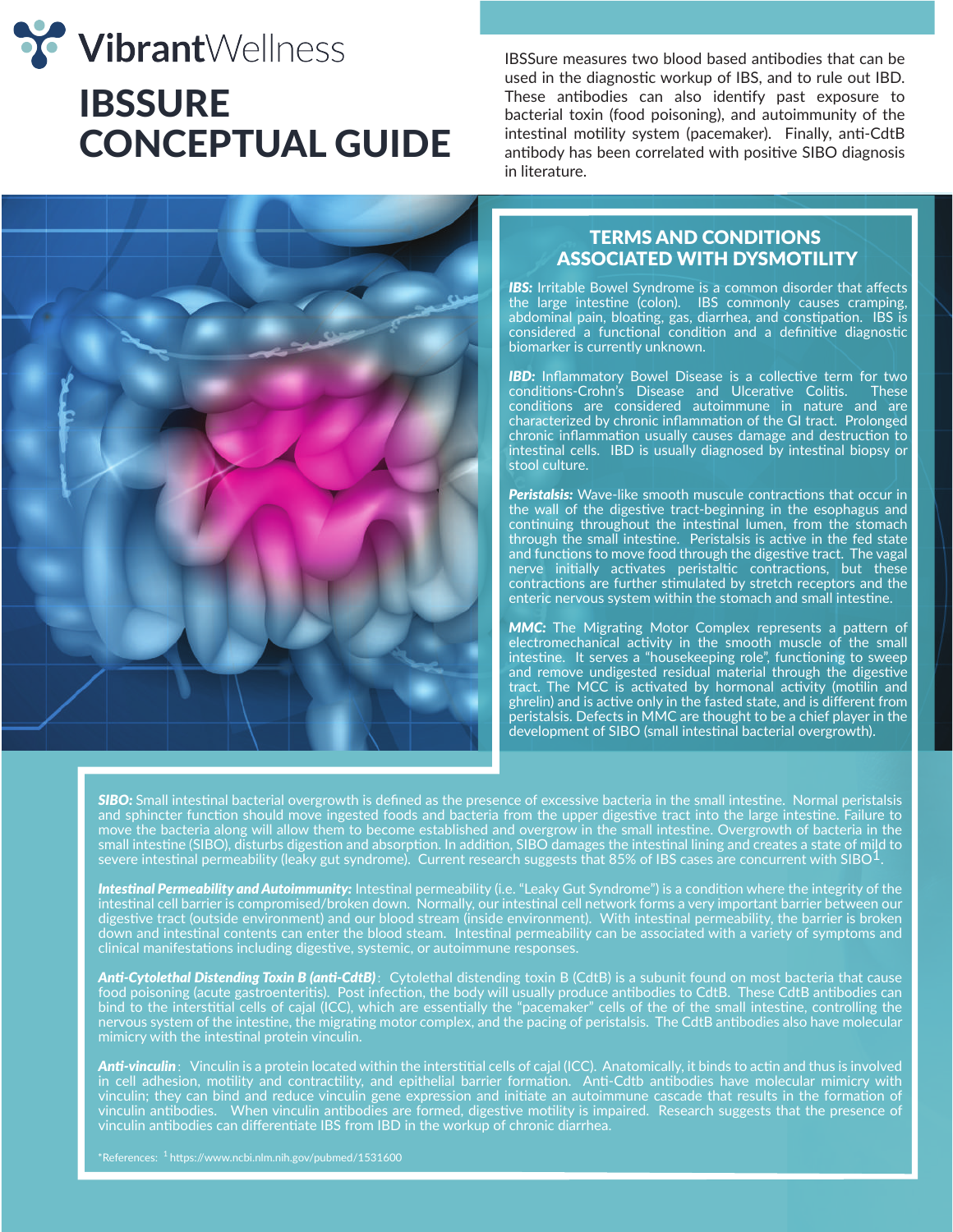VibrantWellness

# IBSSURE CONCEPTUAL GUIDE

IBSSure measures two blood based antibodies that can be used in the diagnostic workup of IBS, and to rule out IBD. These antibodies can also identify past exposure to bacterial toxin (food poisoning), and autoimmunity of the intestinal motility system (pacemaker). Finally, anti-CdtB antibody has been correlated with positive SIBO diagnosis in literature.

## TERMS AND CONDITIONS ASSOCIATED WITH DYSMOTILITY

***IBS:*** Irritable Bowel Syndrome is a common disorder that affects the large intestine (colon). IBS commonly causes cramping, abdominal pain, bloating, gas, diarrhea, and constipation. IBS is considered a functional condition and a definitive diagnostic biomarker is currently unknown.

***IBD:*** Inflammatory Bowel Disease is a collective term for two conditions-Crohn's Disease and Ulcerative Colitis. These conditions are considered autoimmune in nature and are characterized by chronic inflammation of the GI tract. Prolonged chronic inflammation usually causes damage and destruction to intestinal cells. IBD is usually diagnosed by intestinal biopsy or stool culture.

***Peristalsis:*** Wave-like smooth muscle contractions that occur in the wall of the digestive tract-beginning in the esophagus and continuing throughout the intestinal lumen, from the stomach through the small intestine. Peristalsis is active in the fed state and functions to move food through the digestive tract. The vagal nerve initially activates peristaltic contractions, but these contractions are further stimulated by stretch receptors and the enteric nervous system within the stomach and small intestine.

***MMC:*** The Migrating Motor Complex represents a pattern of electromechanical activity in the smooth muscle of the small intestine. It serves a "housekeeping role", functioning to sweep and remove undigested residual material through the digestive tract. The MCC is activated by hormonal activity (motilin and ghrelin) and is active only in the fasted state, and is different from peristalsis. Defects in MMC are thought to be a chief player in the development of SIBO (small intestinal bacterial overgrowth).

***SIBO:*** Small intestinal bacterial overgrowth is defined as the presence of excessive bacteria in the small intestine. Normal peristalsis and sphincter function should move ingested foods and bacteria from the upper digestive tract into the large intestine. Failure to move the bacteria along will allow them to become established and overgrow in the small intestine. Overgrowth of bacteria in the small intestine (SIBO), disturbs digestion and absorption. In addition, SIBO damages the intestinal lining and creates a state of mild to severe intestinal permeability (leaky gut syndrome). Current research suggests that 85% of IBS cases are concurrent with SIBO[1].

***Intestinal Permeability and Autoimmunity:*** Intestinal permeability (i.e. "Leaky Gut Syndrome") is a condition where the integrity of the intestinal cell barrier is compromised/broken down. Normally, our intestinal cell network forms a very important barrier between our digestive tract (outside environment) and our blood stream (inside environment). With intestinal permeability, the barrier is broken down and intestinal contents can enter the blood steam. Intestinal permeability can be associated with a variety of symptoms and clinical manifestations including digestive, systemic, or autoimmune responses.

***Anti-Cytolethal Distending Toxin B (anti-CdtB)***: Cytolethal distending toxin B (CdtB) is a subunit found on most bacteria that cause food poisoning (acute gastroenteritis). Post infection, the body will usually produce antibodies to CdtB. These CdtB antibodies can bind to the interstitial cells of cajal (ICC), which are essentially the "pacemaker" cells of the of the small intestine, controlling the nervous system of the intestine, the migrating motor complex, and the pacing of peristalsis. The CdtB antibodies also have molecular mimicry with the intestinal protein vinculin.

***Anti-vinculin***: Vinculin is a protein located within the interstitial cells of cajal (ICC). Anatomically, it binds to actin and thus is involved in cell adhesion, motility and contractility, and epithelial barrier formation. Anti-Cdtb antibodies have molecular mimicry with vinculin; they can bind and reduce vinculin gene expression and initiate an autoimmune cascade that results in the formation of vinculin antibodies. When vinculin antibodies are formed, digestive motility is impaired. Research suggests that the presence of vinculin antibodies can differentiate IBS from IBD in the workup of chronic diarrhea.

*References: [1] https://www.ncbi.nlm.nih.gov/pubmed/1531600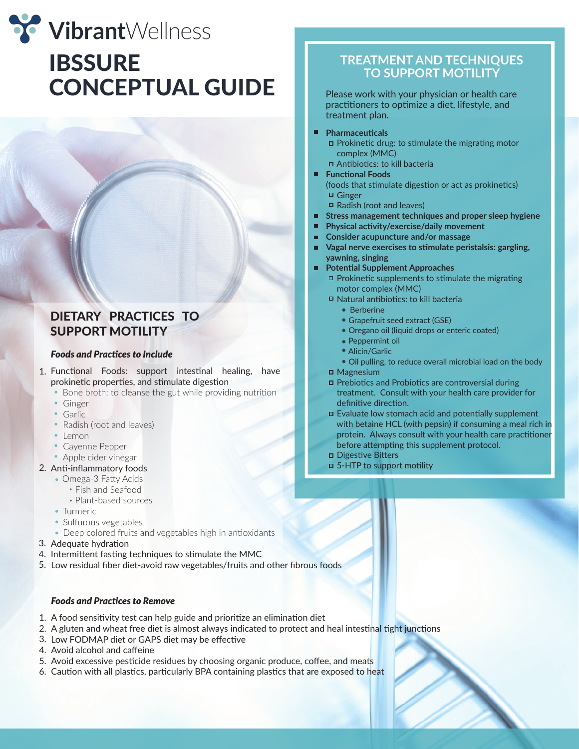# VibrantWellness

# IBSSURE CONCEPTUAL GUIDE

## DIETARY PRACTICES TO SUPPORT MOTILITY

### *Foods and Practices to Include*

1. Functional Foods: support intestinal healing, have prokinetic properties, and stimulate digestion
   - Bone broth: to cleanse the gut while providing nutrition
   - Ginger
   - Garlic
   - Radish (root and leaves)
   - Lemon
   - Cayenne Pepper
   - Apple cider vinegar
2. Anti-inflammatory foods
   - Omega-3 Fatty Acids
     - Fish and Seafood
     - Plant-based sources
   - Turmeric
   - Sulfurous vegetables
   - Deep colored fruits and vegetables high in antioxidants
3. Adequate hydration
4. Intermittent fasting techniques to stimulate the MMC
5. Low residual fiber diet-avoid raw vegetables/fruits and other fibrous foods

### *Foods and Practices to Remove*

1. A food sensitivity test can help guide and prioritize an elimination diet
2. A gluten and wheat free diet is almost always indicated to protect and heal intestinal tight junctions
3. Low FODMAP diet or GAPS diet may be effective
4. Avoid alcohol and caffeine
5. Avoid excessive pesticide residues by choosing organic produce, coffee, and meats
6. Caution with all plastics, particularly BPA containing plastics that are exposed to heat

## TREATMENT AND TECHNIQUES TO SUPPORT MOTILITY

Please work with your physician or health care practitioners to optimize a diet, lifestyle, and treatment plan.

- **Pharmaceuticals**
  - Prokinetic drug: to stimulate the migrating motor complex (MMC)
  - Antibiotics: to kill bacteria
- **Functional Foods**
  (foods that stimulate digestion or act as prokinetics)
  - Ginger
  - Radish (root and leaves)
- **Stress management techniques and proper sleep hygiene**
- **Physical activity/exercise/daily movement**
- **Consider acupuncture and/or massage**
- **Vagal nerve exercises to stimulate peristalsis: gargling, yawning, singing**
- **Potential Supplement Approaches**
  - Prokinetic supplements to stimulate the migrating motor complex (MMC)
  - Natural antibiotics: to kill bacteria
    - Berberine
    - Grapefruit seed extract (GSE)
    - Oregano oil (liquid drops or enteric coated)
    - Peppermint oil
    - Alicin/Garlic
    - Oil pulling, to reduce overall microbial load on the body
  - Magnesium
  - Prebiotics and Probiotics are controversial during treatment. Consult with your health care provider for definitive direction.
  - Evaluate low stomach acid and potentially supplement with betaine HCL (with pepsin) if consuming a meal rich in protein. Always consult with your health care practitioner before attempting this supplement protocol.
  - Digestive Bitters
  - 5-HTP to support motility